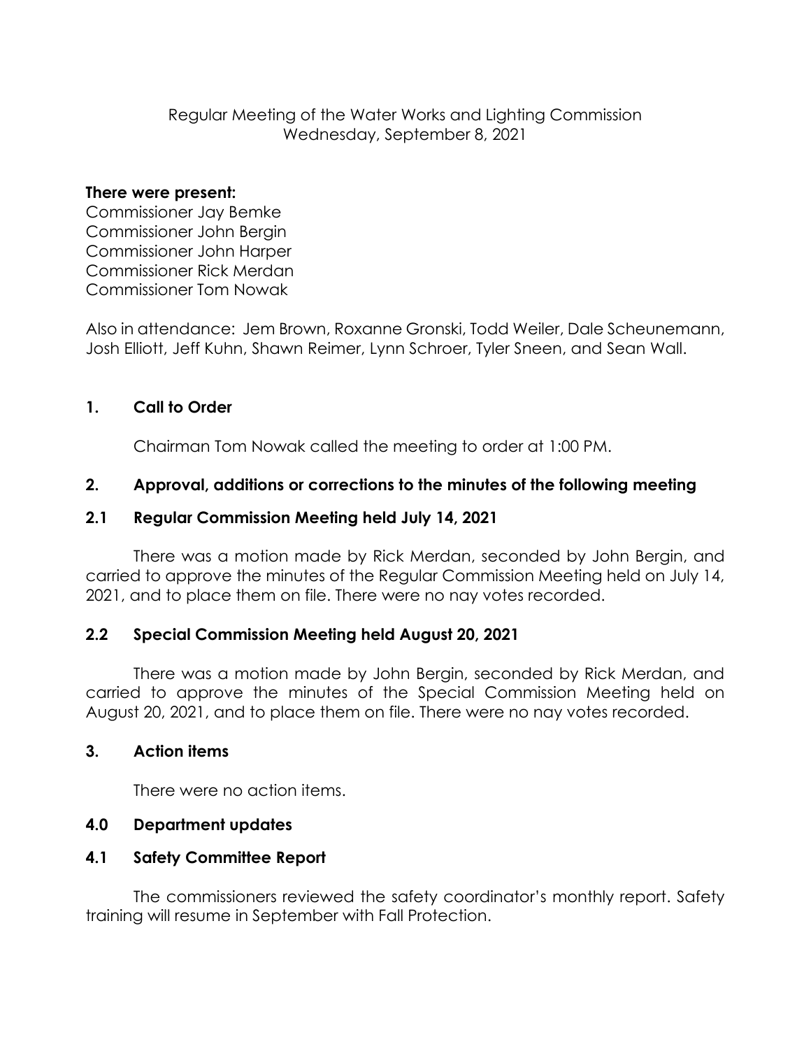Regular Meeting of the Water Works and Lighting Commission
Wednesday, September 8, 2021

**There were present:**
Commissioner Jay Bemke
Commissioner John Bergin
Commissioner John Harper
Commissioner Rick Merdan
Commissioner Tom Nowak

Also in attendance: Jem Brown, Roxanne Gronski, Todd Weiler, Dale Scheunemann, Josh Elliott, Jeff Kuhn, Shawn Reimer, Lynn Schroer, Tyler Sneen, and Sean Wall.

## 1. Call to Order

Chairman Tom Nowak called the meeting to order at 1:00 PM.

## 2. Approval, additions or corrections to the minutes of the following meeting

### 2.1 Regular Commission Meeting held July 14, 2021

There was a motion made by Rick Merdan, seconded by John Bergin, and carried to approve the minutes of the Regular Commission Meeting held on July 14, 2021, and to place them on file. There were no nay votes recorded.

### 2.2 Special Commission Meeting held August 20, 2021

There was a motion made by John Bergin, seconded by Rick Merdan, and carried to approve the minutes of the Special Commission Meeting held on August 20, 2021, and to place them on file. There were no nay votes recorded.

## 3. Action items

There were no action items.

## 4.0 Department updates

### 4.1 Safety Committee Report

The commissioners reviewed the safety coordinator's monthly report. Safety training will resume in September with Fall Protection.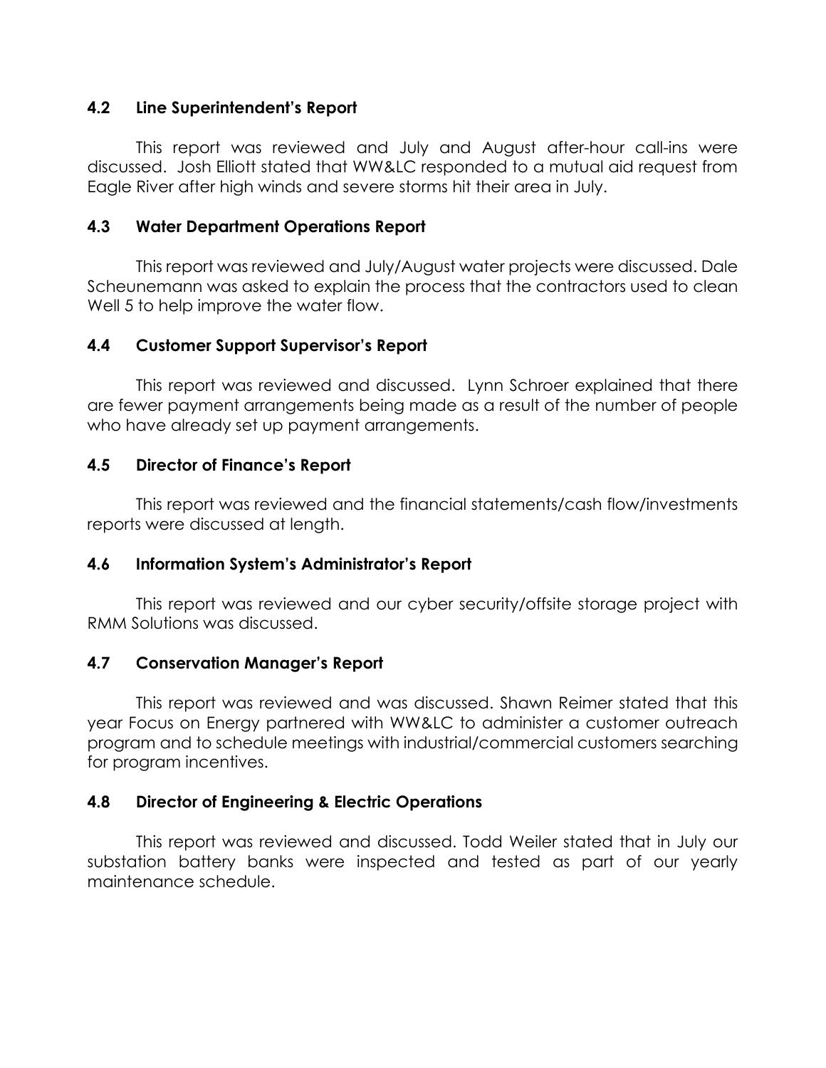### 4.2 Line Superintendent's Report

This report was reviewed and July and August after-hour call-ins were discussed. Josh Elliott stated that WW&LC responded to a mutual aid request from Eagle River after high winds and severe storms hit their area in July.

### 4.3 Water Department Operations Report

This report was reviewed and July/August water projects were discussed. Dale Scheunemann was asked to explain the process that the contractors used to clean Well 5 to help improve the water flow.

### 4.4 Customer Support Supervisor's Report

This report was reviewed and discussed. Lynn Schroer explained that there are fewer payment arrangements being made as a result of the number of people who have already set up payment arrangements.

### 4.5 Director of Finance's Report

This report was reviewed and the financial statements/cash flow/investments reports were discussed at length.

### 4.6 Information System's Administrator's Report

This report was reviewed and our cyber security/offsite storage project with RMM Solutions was discussed.

### 4.7 Conservation Manager's Report

This report was reviewed and was discussed. Shawn Reimer stated that this year Focus on Energy partnered with WW&LC to administer a customer outreach program and to schedule meetings with industrial/commercial customers searching for program incentives.

### 4.8 Director of Engineering & Electric Operations

This report was reviewed and discussed. Todd Weiler stated that in July our substation battery banks were inspected and tested as part of our yearly maintenance schedule.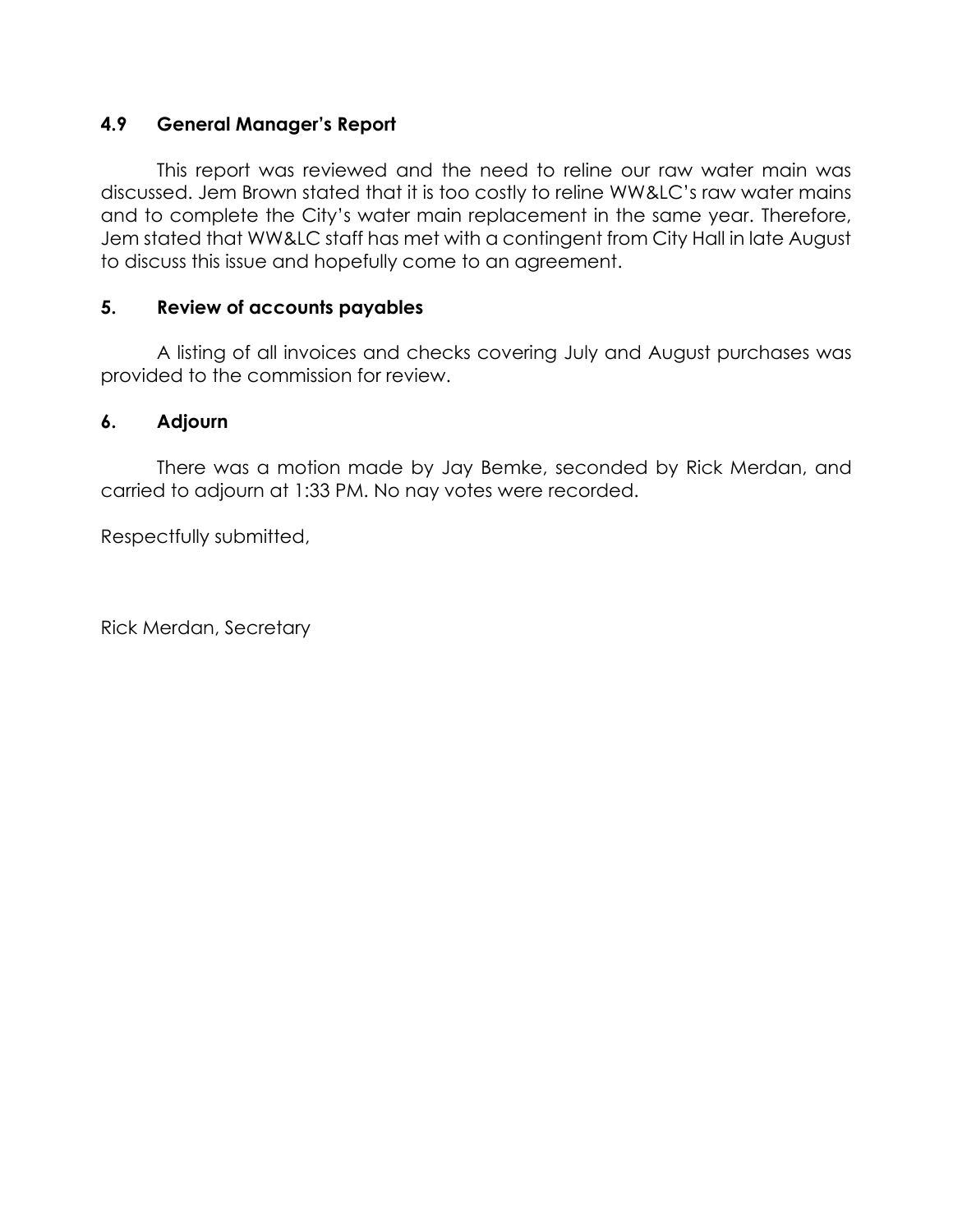### 4.9 General Manager's Report

This report was reviewed and the need to reline our raw water main was discussed. Jem Brown stated that it is too costly to reline WW&LC's raw water mains and to complete the City's water main replacement in the same year. Therefore, Jem stated that WW&LC staff has met with a contingent from City Hall in late August to discuss this issue and hopefully come to an agreement.

### 5. Review of accounts payables

A listing of all invoices and checks covering July and August purchases was provided to the commission for review.

### 6. Adjourn

There was a motion made by Jay Bemke, seconded by Rick Merdan, and carried to adjourn at 1:33 PM. No nay votes were recorded.

Respectfully submitted,

Rick Merdan, Secretary